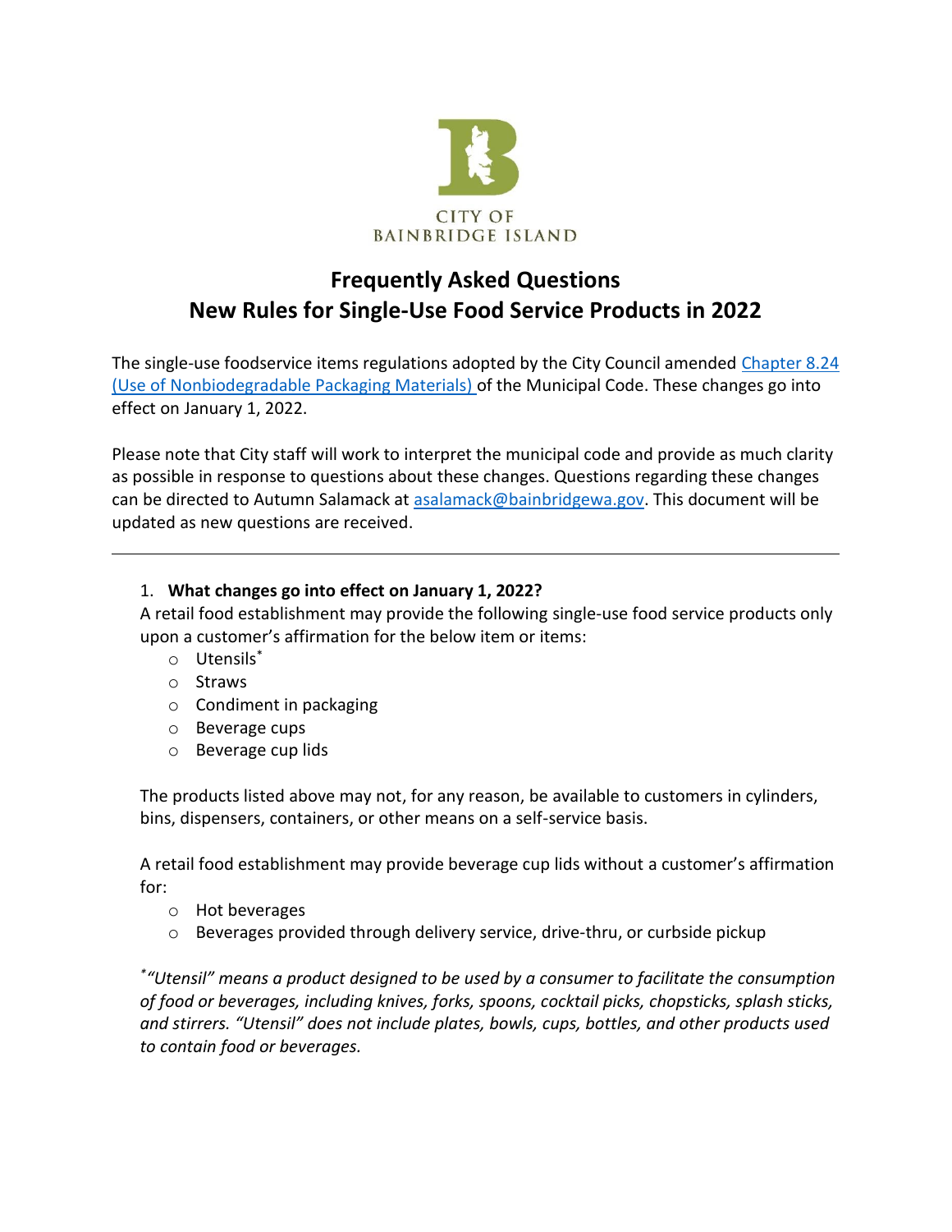CITY OF
BAINBRIDGE ISLAND

# Frequently Asked Questions
# New Rules for Single-Use Food Service Products in 2022

The single-use foodservice items regulations adopted by the City Council amended [Chapter 8.24 (Use of Nonbiodegradable Packaging Materials)]() of the Municipal Code. These changes go into effect on January 1, 2022.

Please note that City staff will work to interpret the municipal code and provide as much clarity as possible in response to questions about these changes. Questions regarding these changes can be directed to Autumn Salamack at asalamack@bainbridgewa.gov. This document will be updated as new questions are received.

---

1. **What changes go into effect on January 1, 2022?**

   A retail food establishment may provide the following single-use food service products only upon a customer's affirmation for the below item or items:

   - Utensils*
   - Straws
   - Condiment in packaging
   - Beverage cups
   - Beverage cup lids

   The products listed above may not, for any reason, be available to customers in cylinders, bins, dispensers, containers, or other means on a self-service basis.

   A retail food establishment may provide beverage cup lids without a customer's affirmation for:

   - Hot beverages
   - Beverages provided through delivery service, drive-thru, or curbside pickup

   *\*"Utensil" means a product designed to be used by a consumer to facilitate the consumption of food or beverages, including knives, forks, spoons, cocktail picks, chopsticks, splash sticks, and stirrers. "Utensil" does not include plates, bowls, cups, bottles, and other products used to contain food or beverages.*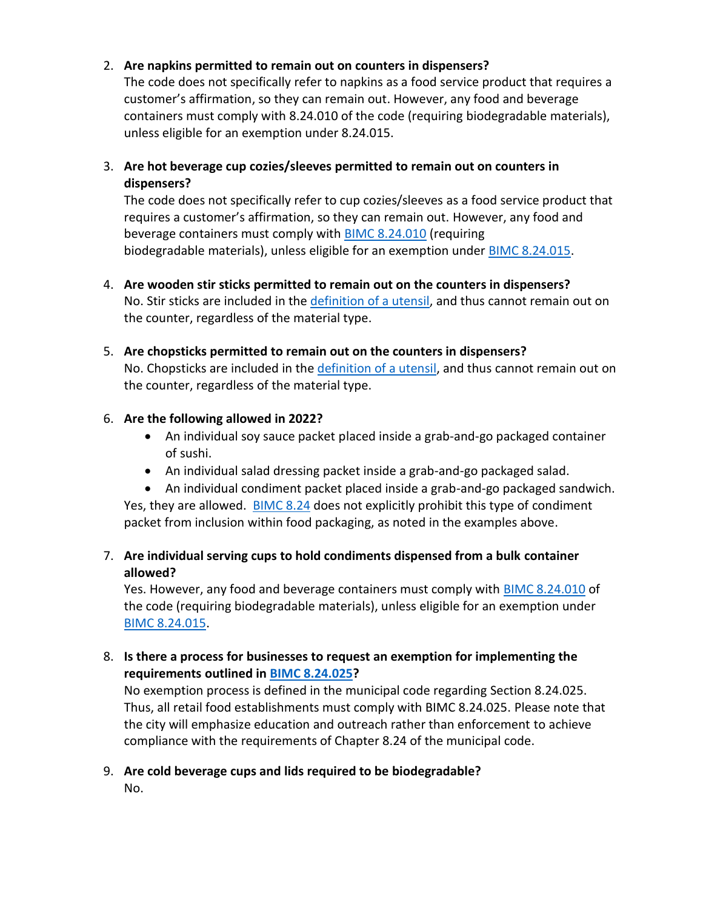2. **Are napkins permitted to remain out on counters in dispensers?**
   The code does not specifically refer to napkins as a food service product that requires a customer's affirmation, so they can remain out. However, any food and beverage containers must comply with 8.24.010 of the code (requiring biodegradable materials), unless eligible for an exemption under 8.24.015.

3. **Are hot beverage cup cozies/sleeves permitted to remain out on counters in dispensers?**
   The code does not specifically refer to cup cozies/sleeves as a food service product that requires a customer's affirmation, so they can remain out. However, any food and beverage containers must comply with BIMC 8.24.010 (requiring biodegradable materials), unless eligible for an exemption under BIMC 8.24.015.

4. **Are wooden stir sticks permitted to remain out on the counters in dispensers?**
   No. Stir sticks are included in the definition of a utensil, and thus cannot remain out on the counter, regardless of the material type.

5. **Are chopsticks permitted to remain out on the counters in dispensers?**
   No. Chopsticks are included in the definition of a utensil, and thus cannot remain out on the counter, regardless of the material type.

6. **Are the following allowed in 2022?**
   - An individual soy sauce packet placed inside a grab-and-go packaged container of sushi.
   - An individual salad dressing packet inside a grab-and-go packaged salad.
   - An individual condiment packet placed inside a grab-and-go packaged sandwich.

   Yes, they are allowed. BIMC 8.24 does not explicitly prohibit this type of condiment packet from inclusion within food packaging, as noted in the examples above.

7. **Are individual serving cups to hold condiments dispensed from a bulk container allowed?**
   Yes. However, any food and beverage containers must comply with BIMC 8.24.010 of the code (requiring biodegradable materials), unless eligible for an exemption under BIMC 8.24.015.

8. **Is there a process for businesses to request an exemption for implementing the requirements outlined in BIMC 8.24.025?**
   No exemption process is defined in the municipal code regarding Section 8.24.025. Thus, all retail food establishments must comply with BIMC 8.24.025. Please note that the city will emphasize education and outreach rather than enforcement to achieve compliance with the requirements of Chapter 8.24 of the municipal code.

9. **Are cold beverage cups and lids required to be biodegradable?**
   No.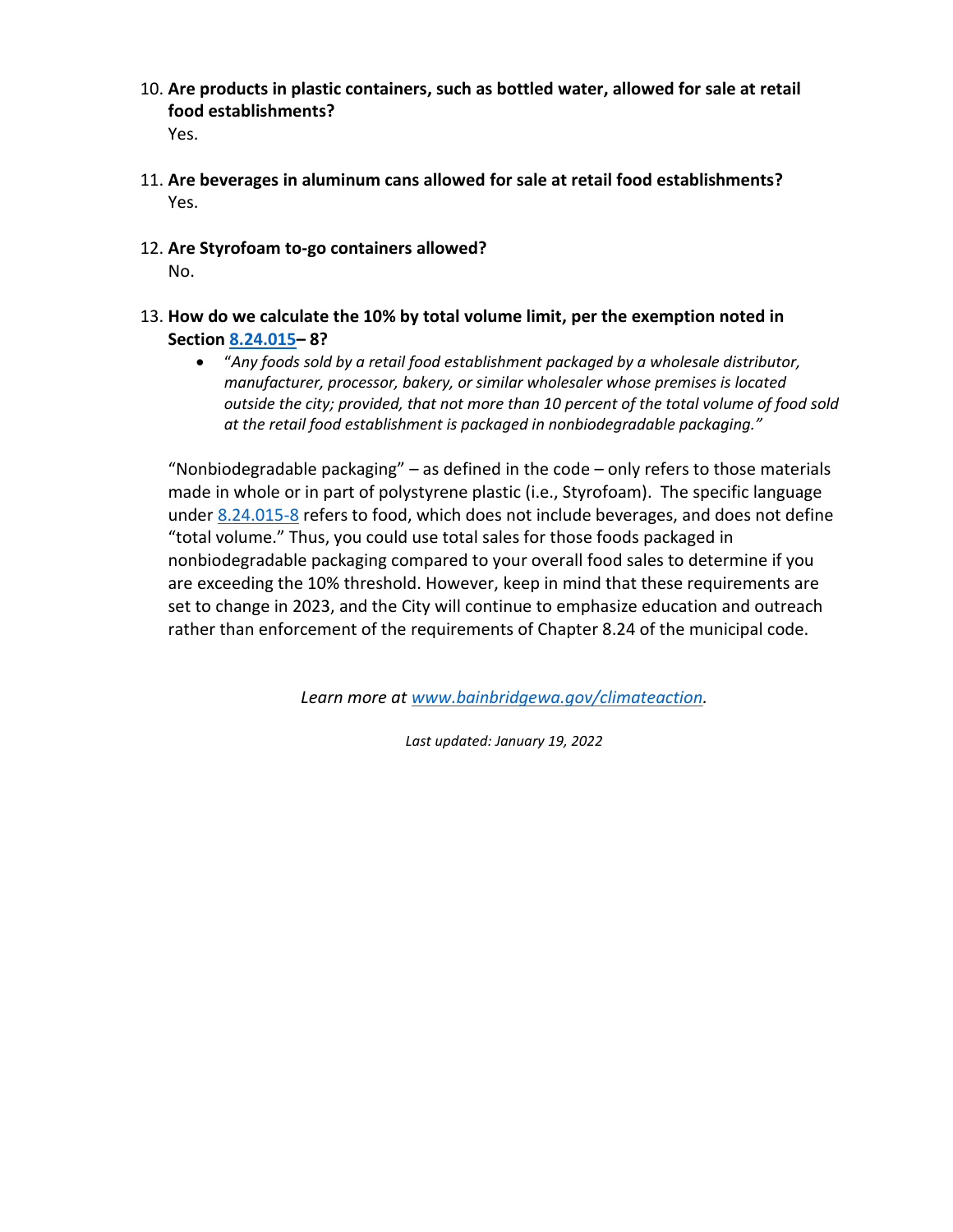10. **Are products in plastic containers, such as bottled water, allowed for sale at retail food establishments?**
    Yes.

11. **Are beverages in aluminum cans allowed for sale at retail food establishments?**
    Yes.

12. **Are Styrofoam to-go containers allowed?**
    No.

13. **How do we calculate the 10% by total volume limit, per the exemption noted in Section [8.24.015](8.24.015)– 8?**
    - "*Any foods sold by a retail food establishment packaged by a wholesale distributor, manufacturer, processor, bakery, or similar wholesaler whose premises is located outside the city; provided, that not more than 10 percent of the total volume of food sold at the retail food establishment is packaged in nonbiodegradable packaging.*"

    "Nonbiodegradable packaging" – as defined in the code – only refers to those materials made in whole or in part of polystyrene plastic (i.e., Styrofoam). The specific language under 8.24.015-8 refers to food, which does not include beverages, and does not define "total volume." Thus, you could use total sales for those foods packaged in nonbiodegradable packaging compared to your overall food sales to determine if you are exceeding the 10% threshold. However, keep in mind that these requirements are set to change in 2023, and the City will continue to emphasize education and outreach rather than enforcement of the requirements of Chapter 8.24 of the municipal code.

*Learn more at www.bainbridgewa.gov/climateaction.*

*Last updated: January 19, 2022*